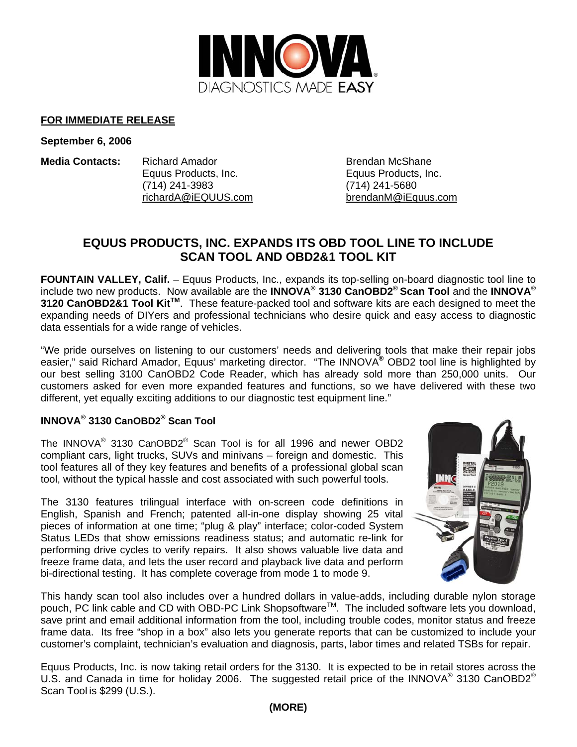INNOVA®

DIAGNOSTICS MADE **EASY**

**FOR IMMEDIATE RELEASE**

**September 6, 2006**

**Media Contacts:**

Richard Amador
Equus Products, Inc.
(714) 241-3983
richardA@iEQUUS.com

Brendan McShane
Equus Products, Inc.
(714) 241-5680
brendanM@iEquus.com

## EQUUS PRODUCTS, INC. EXPANDS ITS OBD TOOL LINE TO INCLUDE SCAN TOOL AND OBD2&1 TOOL KIT

**FOUNTAIN VALLEY, Calif.** – Equus Products, Inc., expands its top-selling on-board diagnostic tool line to include two new products. Now available are the **INNOVA® 3130 CanOBD2® Scan Tool** and the **INNOVA® 3120 CanOBD2&1 Tool Kit™**. These feature-packed tool and software kits are each designed to meet the expanding needs of DIYers and professional technicians who desire quick and easy access to diagnostic data essentials for a wide range of vehicles.

"We pride ourselves on listening to our customers' needs and delivering tools that make their repair jobs easier," said Richard Amador, Equus' marketing director. "The INNOVA® OBD2 tool line is highlighted by our best selling 3100 CanOBD2 Code Reader, which has already sold more than 250,000 units. Our customers asked for even more expanded features and functions, so we have delivered with these two different, yet equally exciting additions to our diagnostic test equipment line."

### INNOVA® 3130 CanOBD2® Scan Tool

The INNOVA® 3130 CanOBD2® Scan Tool is for all 1996 and newer OBD2 compliant cars, light trucks, SUVs and minivans – foreign and domestic. This tool features all of they key features and benefits of a professional global scan tool, without the typical hassle and cost associated with such powerful tools.

The 3130 features trilingual interface with on-screen code definitions in English, Spanish and French; patented all-in-one display showing 25 vital pieces of information at one time; "plug & play" interface; color-coded System Status LEDs that show emissions readiness status; and automatic re-link for performing drive cycles to verify repairs. It also shows valuable live data and freeze frame data, and lets the user record and playback live data and perform bi-directional testing. It has complete coverage from mode 1 to mode 9.

This handy scan tool also includes over a hundred dollars in value-adds, including durable nylon storage pouch, PC link cable and CD with OBD-PC Link Shopsoftware™. The included software lets you download, save print and email additional information from the tool, including trouble codes, monitor status and freeze frame data. Its free "shop in a box" also lets you generate reports that can be customized to include your customer's complaint, technician's evaluation and diagnosis, parts, labor times and related TSBs for repair.

Equus Products, Inc. is now taking retail orders for the 3130. It is expected to be in retail stores across the U.S. and Canada in time for holiday 2006. The suggested retail price of the INNOVA® 3130 CanOBD2® Scan Tool is $299 (U.S.).

**(MORE)**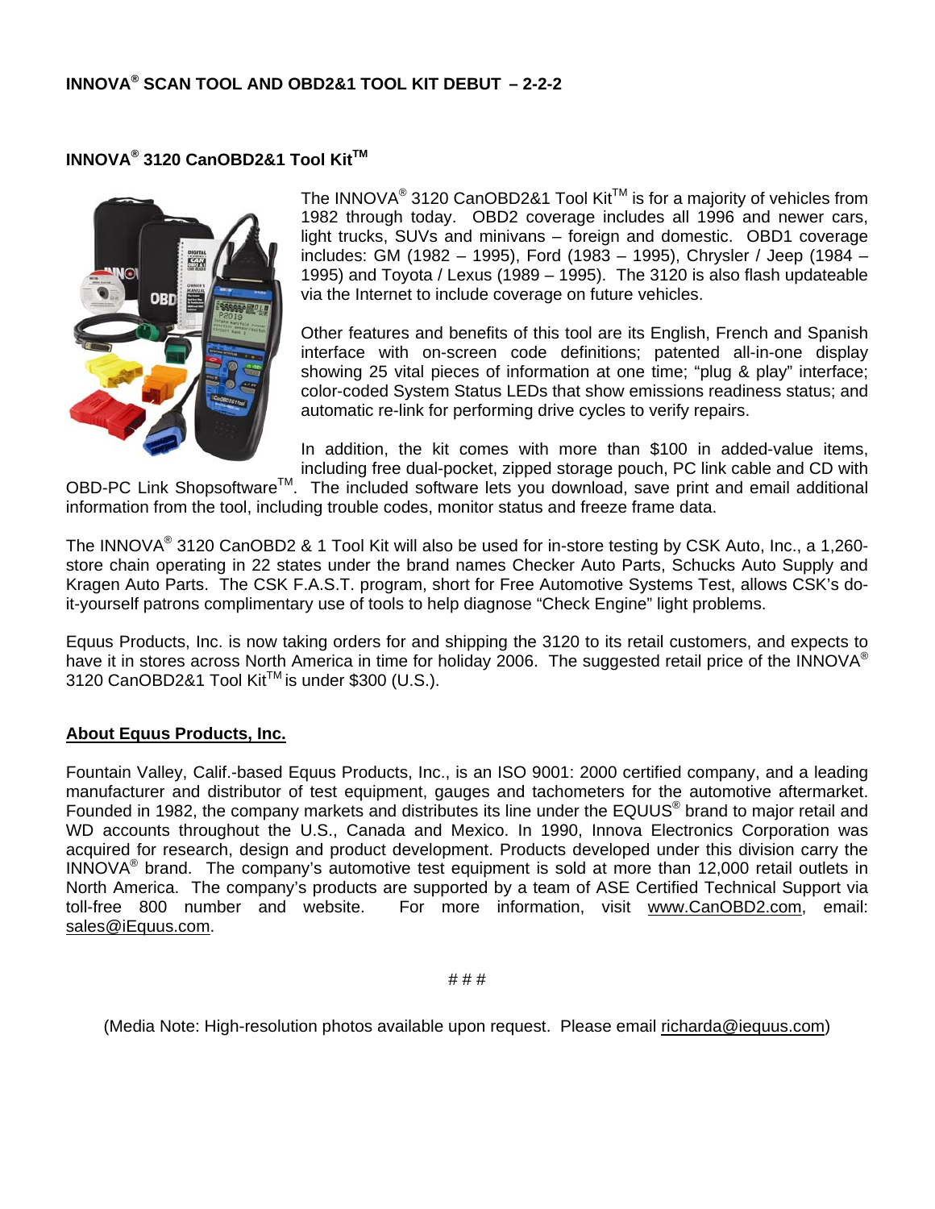**INNOVA® SCAN TOOL AND OBD2&1 TOOL KIT DEBUT – 2-2-2**

## INNOVA® 3120 CanOBD2&1 Tool Kit™

The INNOVA® 3120 CanOBD2&1 Tool Kit™ is for a majority of vehicles from 1982 through today. OBD2 coverage includes all 1996 and newer cars, light trucks, SUVs and minivans – foreign and domestic. OBD1 coverage includes: GM (1982 – 1995), Ford (1983 – 1995), Chrysler / Jeep (1984 – 1995) and Toyota / Lexus (1989 – 1995). The 3120 is also flash updateable via the Internet to include coverage on future vehicles.

Other features and benefits of this tool are its English, French and Spanish interface with on-screen code definitions; patented all-in-one display showing 25 vital pieces of information at one time; "plug & play" interface; color-coded System Status LEDs that show emissions readiness status; and automatic re-link for performing drive cycles to verify repairs.

In addition, the kit comes with more than $100 in added-value items, including free dual-pocket, zipped storage pouch, PC link cable and CD with OBD-PC Link Shopsoftware™. The included software lets you download, save print and email additional information from the tool, including trouble codes, monitor status and freeze frame data.

The INNOVA® 3120 CanOBD2 & 1 Tool Kit will also be used for in-store testing by CSK Auto, Inc., a 1,260-store chain operating in 22 states under the brand names Checker Auto Parts, Schucks Auto Supply and Kragen Auto Parts. The CSK F.A.S.T. program, short for Free Automotive Systems Test, allows CSK's do-it-yourself patrons complimentary use of tools to help diagnose "Check Engine" light problems.

Equus Products, Inc. is now taking orders for and shipping the 3120 to its retail customers, and expects to have it in stores across North America in time for holiday 2006. The suggested retail price of the INNOVA® 3120 CanOBD2&1 Tool Kit™ is under $300 (U.S.).

## About Equus Products, Inc.

Fountain Valley, Calif.-based Equus Products, Inc., is an ISO 9001: 2000 certified company, and a leading manufacturer and distributor of test equipment, gauges and tachometers for the automotive aftermarket. Founded in 1982, the company markets and distributes its line under the EQUUS® brand to major retail and WD accounts throughout the U.S., Canada and Mexico. In 1990, Innova Electronics Corporation was acquired for research, design and product development. Products developed under this division carry the INNOVA® brand. The company's automotive test equipment is sold at more than 12,000 retail outlets in North America. The company's products are supported by a team of ASE Certified Technical Support via toll-free 800 number and website. For more information, visit www.CanOBD2.com, email: sales@iEquus.com.

# # #

(Media Note: High-resolution photos available upon request. Please email richarda@iequus.com)